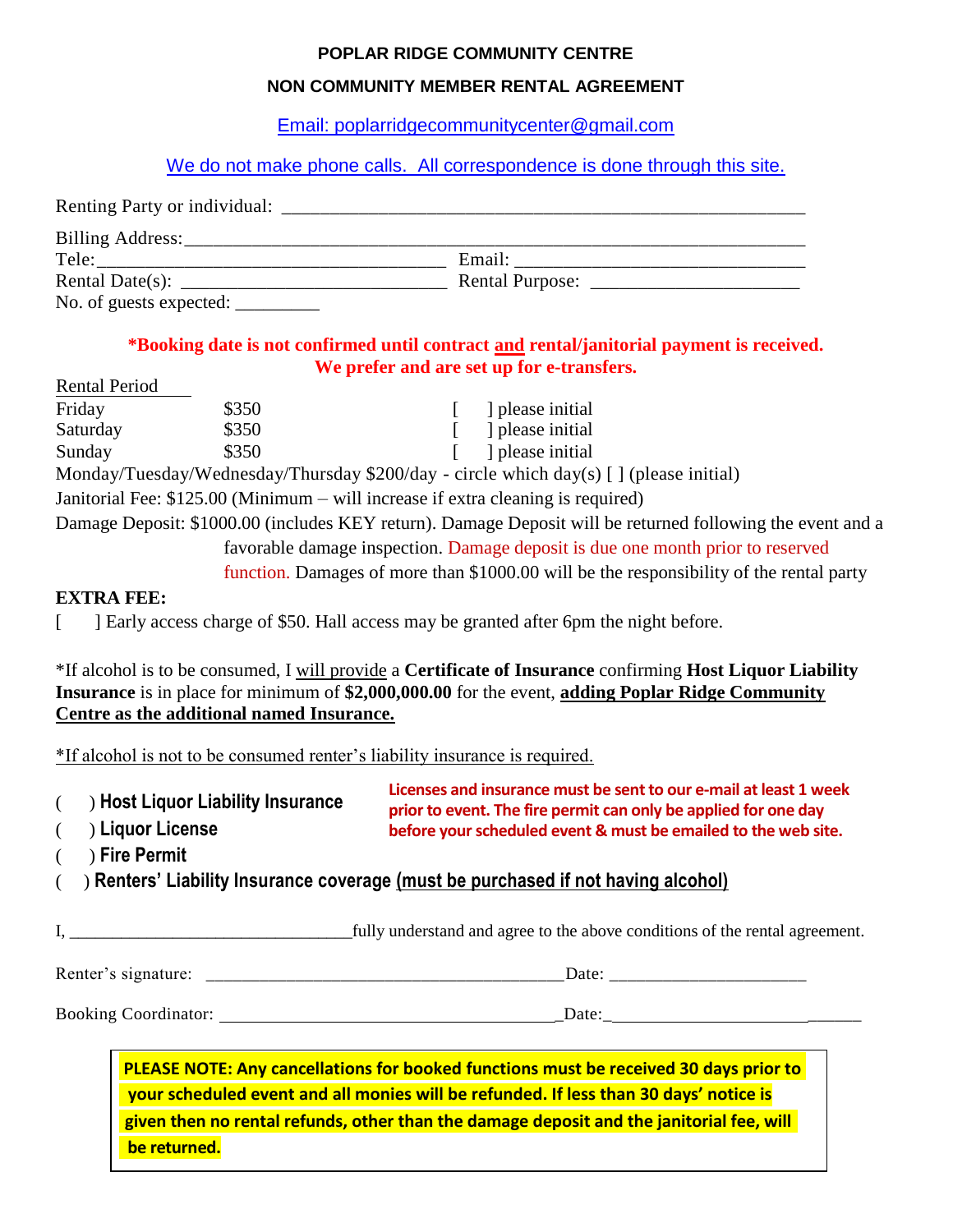**POPLAR RIDGE COMMUNITY CENTRE**

**NON COMMUNITY MEMBER RENTAL AGREEMENT**

Email: poplarridgecommunitycenter@gmail.com

We do not make phone calls. All correspondence is done through this site.

Renting Party or individual: ________________________________________________________

Billing Address:__________________________________________________________________

Tele:____________________________________ Email: _______________________________

Rental Date(s): ___________________________ Rental Purpose: ______________________

No. of guests expected: _________

**\*Booking date is not confirmed until contract and rental/janitorial payment is received. We prefer and are set up for e-transfers.**

Rental Period

| | | |
|---|---|---|
| Friday | $350 | [ ] please initial |
| Saturday | $350 | [ ] please initial |
| Sunday | $350 | [ ] please initial |

Monday/Tuesday/Wednesday/Thursday $200/day - circle which day(s) [ ] (please initial)

Janitorial Fee: $125.00 (Minimum – will increase if extra cleaning is required)

Damage Deposit: $1000.00 (includes KEY return). Damage Deposit will be returned following the event and a favorable damage inspection. Damage deposit is due one month prior to reserved function. Damages of more than $1000.00 will be the responsibility of the rental party

**EXTRA FEE:**

[ ] Early access charge of $50. Hall access may be granted after 6pm the night before.

\*If alcohol is to be consumed, I will provide a **Certificate of Insurance** confirming **Host Liquor Liability Insurance** is in place for minimum of **$2,000,000.00** for the event, **adding Poplar Ridge Community Centre as the additional named Insurance.**

\*If alcohol is not to be consumed renter's liability insurance is required.

( ) **Host Liquor Liability Insurance**

( ) **Liquor License**

( ) **Fire Permit**

( ) **Renters' Liability Insurance coverage (must be purchased if not having alcohol)**

**Licenses and insurance must be sent to our e-mail at least 1 week prior to event. The fire permit can only be applied for one day before your scheduled event & must be emailed to the web site.**

I, ________________________________fully understand and agree to the above conditions of the rental agreement.

Renter's signature: ________________________________________Date: ______________________

Booking Coordinator: _____________________________________Date:_____________________________

**PLEASE NOTE: Any cancellations for booked functions must be received 30 days prior to your scheduled event and all monies will be refunded. If less than 30 days' notice is given then no rental refunds, other than the damage deposit and the janitorial fee, will be returned.**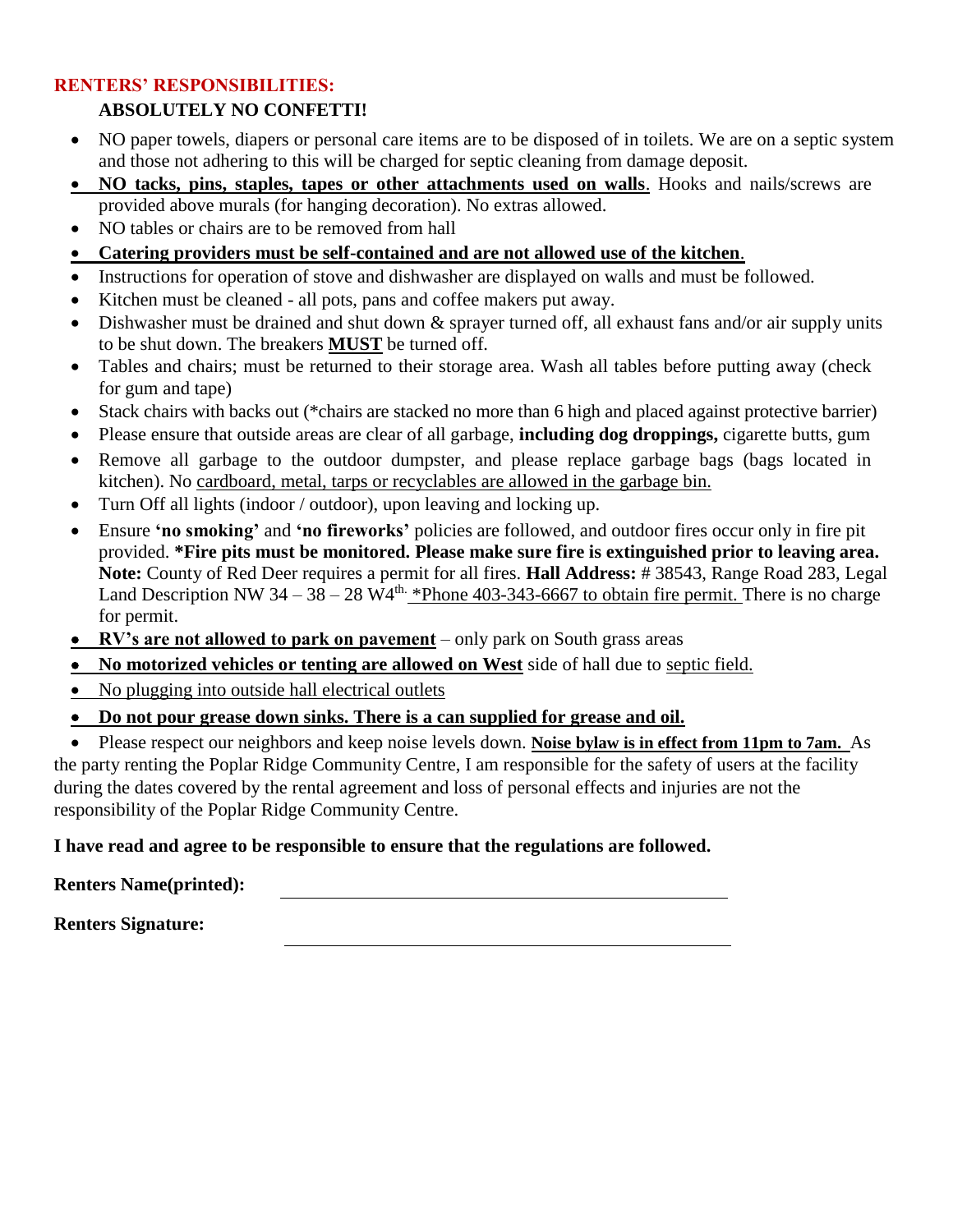**RENTERS' RESPONSIBILITIES:**

**ABSOLUTELY NO CONFETTI!**

- NO paper towels, diapers or personal care items are to be disposed of in toilets. We are on a septic system and those not adhering to this will be charged for septic cleaning from damage deposit.
- **NO tacks, pins, staples, tapes or other attachments used on walls**. Hooks and nails/screws are provided above murals (for hanging decoration). No extras allowed.
- NO tables or chairs are to be removed from hall
- **Catering providers must be self-contained and are not allowed use of the kitchen**.
- Instructions for operation of stove and dishwasher are displayed on walls and must be followed.
- Kitchen must be cleaned - all pots, pans and coffee makers put away.
- Dishwasher must be drained and shut down & sprayer turned off, all exhaust fans and/or air supply units to be shut down. The breakers **MUST** be turned off.
- Tables and chairs; must be returned to their storage area. Wash all tables before putting away (check for gum and tape)
- Stack chairs with backs out (*chairs are stacked no more than 6 high and placed against protective barrier)
- Please ensure that outside areas are clear of all garbage, **including dog droppings,** cigarette butts, gum
- Remove all garbage to the outdoor dumpster, and please replace garbage bags (bags located in kitchen). No cardboard, metal, tarps or recyclables are allowed in the garbage bin.
- Turn Off all lights (indoor / outdoor), upon leaving and locking up.
- Ensure **'no smoking'** and **'no fireworks'** policies are followed, and outdoor fires occur only in fire pit provided. ***Fire pits must be monitored. Please make sure fire is extinguished prior to leaving area. Note:** County of Red Deer requires a permit for all fires. **Hall Address:** # 38543, Range Road 283, Legal Land Description NW 34 – 38 – 28 W4th. *Phone 403-343-6667 to obtain fire permit. There is no charge for permit.
- **RV's are not allowed to park on pavement** – only park on South grass areas
- **No motorized vehicles or tenting are allowed on West** side of hall due to septic field.
- No plugging into outside hall electrical outlets
- **Do not pour grease down sinks. There is a can supplied for grease and oil.**
- Please respect our neighbors and keep noise levels down. **Noise bylaw is in effect from 11pm to 7am.** As the party renting the Poplar Ridge Community Centre, I am responsible for the safety of users at the facility during the dates covered by the rental agreement and loss of personal effects and injuries are not the responsibility of the Poplar Ridge Community Centre.

**I have read and agree to be responsible to ensure that the regulations are followed.**

**Renters Name(printed):** ______________________________

**Renters Signature:** ______________________________